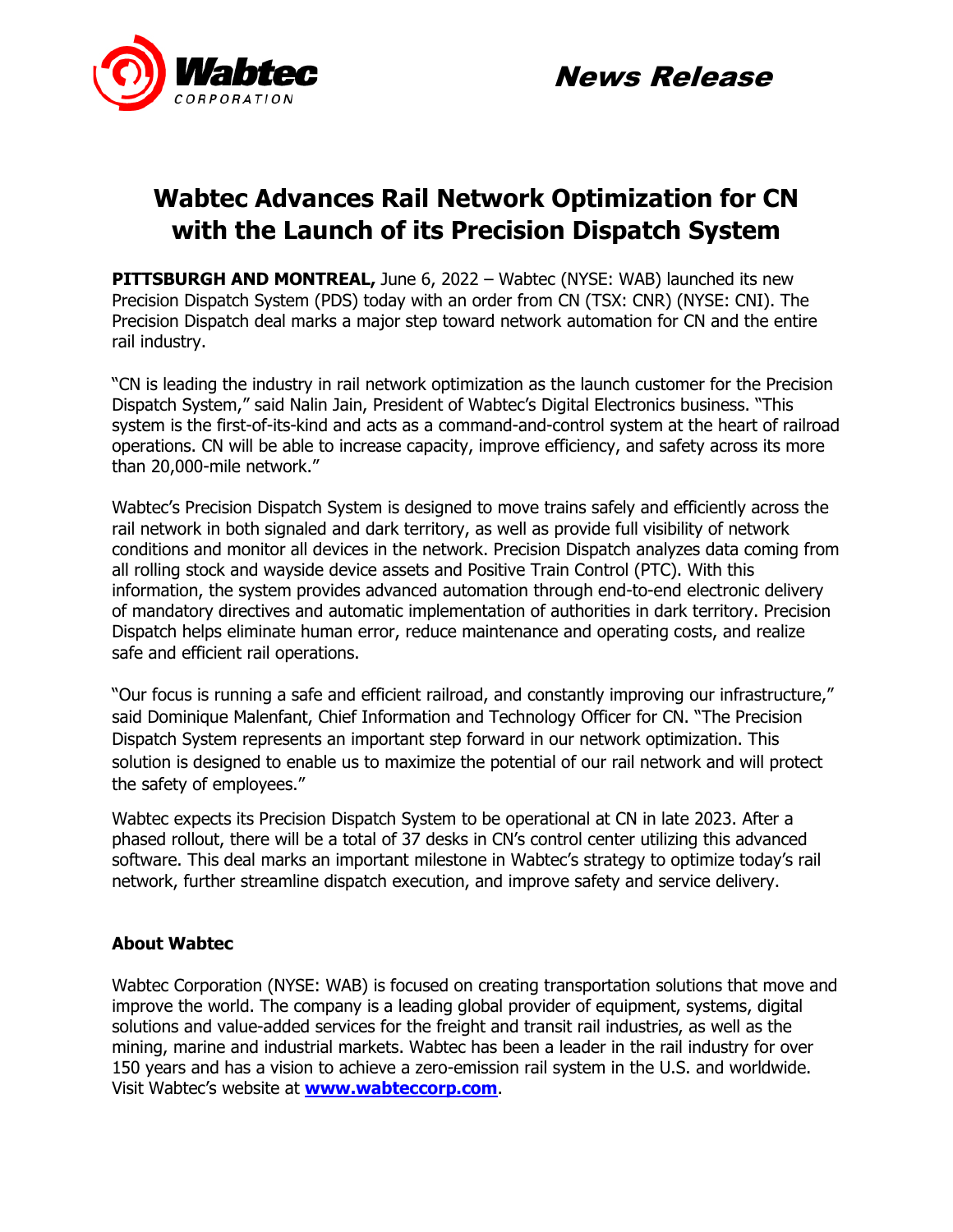News Release

# Wabtec Advances Rail Network Optimization for CN with the Launch of its Precision Dispatch System

**PITTSBURGH AND MONTREAL,** June 6, 2022 – Wabtec (NYSE: WAB) launched its new Precision Dispatch System (PDS) today with an order from CN (TSX: CNR) (NYSE: CNI). The Precision Dispatch deal marks a major step toward network automation for CN and the entire rail industry.

"CN is leading the industry in rail network optimization as the launch customer for the Precision Dispatch System," said Nalin Jain, President of Wabtec's Digital Electronics business. "This system is the first-of-its-kind and acts as a command-and-control system at the heart of railroad operations. CN will be able to increase capacity, improve efficiency, and safety across its more than 20,000-mile network."

Wabtec's Precision Dispatch System is designed to move trains safely and efficiently across the rail network in both signaled and dark territory, as well as provide full visibility of network conditions and monitor all devices in the network. Precision Dispatch analyzes data coming from all rolling stock and wayside device assets and Positive Train Control (PTC). With this information, the system provides advanced automation through end-to-end electronic delivery of mandatory directives and automatic implementation of authorities in dark territory. Precision Dispatch helps eliminate human error, reduce maintenance and operating costs, and realize safe and efficient rail operations.

"Our focus is running a safe and efficient railroad, and constantly improving our infrastructure," said Dominique Malenfant, Chief Information and Technology Officer for CN. "The Precision Dispatch System represents an important step forward in our network optimization. This solution is designed to enable us to maximize the potential of our rail network and will protect the safety of employees."

Wabtec expects its Precision Dispatch System to be operational at CN in late 2023. After a phased rollout, there will be a total of 37 desks in CN's control center utilizing this advanced software. This deal marks an important milestone in Wabtec's strategy to optimize today's rail network, further streamline dispatch execution, and improve safety and service delivery.

**About Wabtec**

Wabtec Corporation (NYSE: WAB) is focused on creating transportation solutions that move and improve the world. The company is a leading global provider of equipment, systems, digital solutions and value-added services for the freight and transit rail industries, as well as the mining, marine and industrial markets. Wabtec has been a leader in the rail industry for over 150 years and has a vision to achieve a zero-emission rail system in the U.S. and worldwide. Visit Wabtec's website at **www.wabteccorp.com**.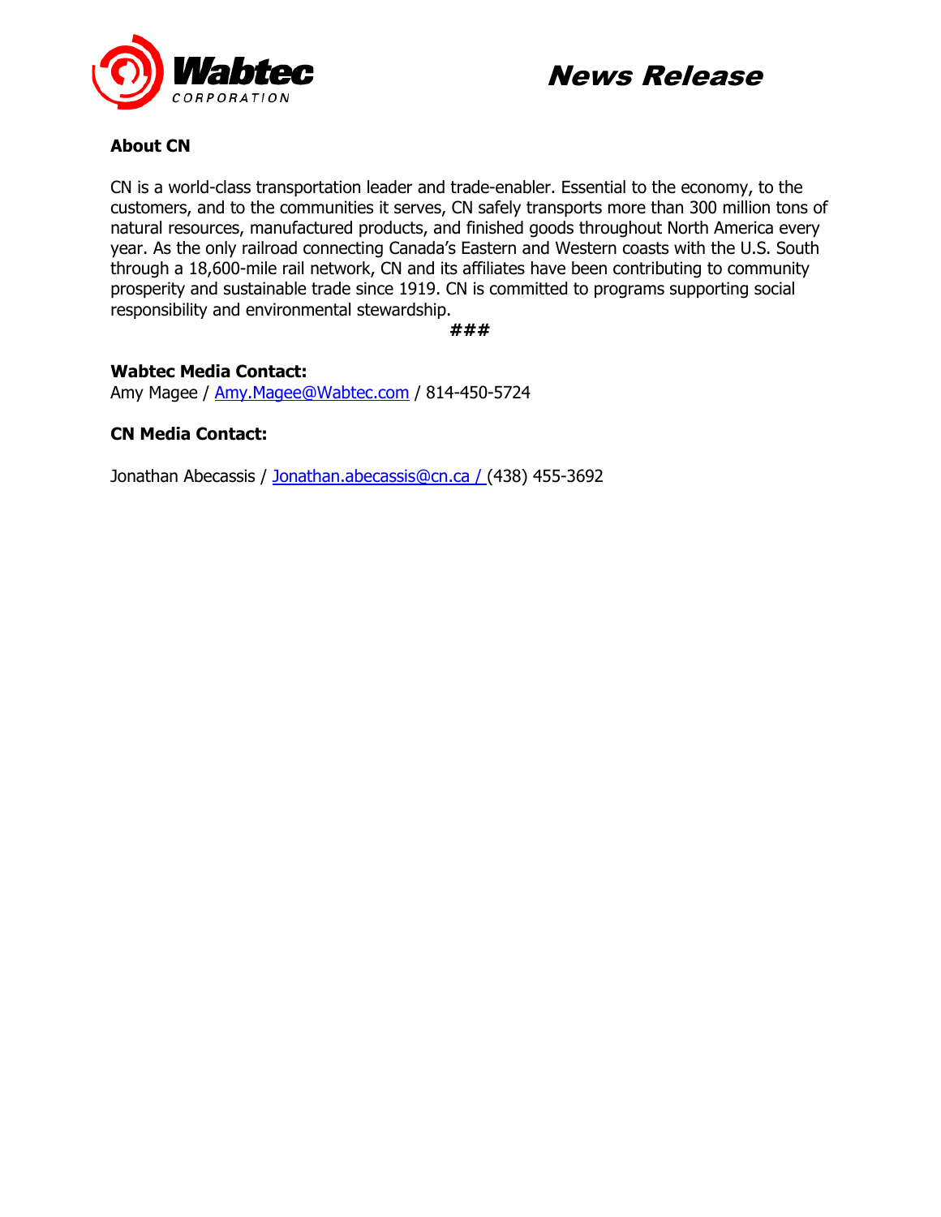**About CN**

CN is a world-class transportation leader and trade-enabler. Essential to the economy, to the customers, and to the communities it serves, CN safely transports more than 300 million tons of natural resources, manufactured products, and finished goods throughout North America every year. As the only railroad connecting Canada's Eastern and Western coasts with the U.S. South through a 18,600-mile rail network, CN and its affiliates have been contributing to community prosperity and sustainable trade since 1919. CN is committed to programs supporting social responsibility and environmental stewardship.

###

**Wabtec Media Contact:**
Amy Magee / Amy.Magee@Wabtec.com / 814-450-5724

**CN Media Contact:**

Jonathan Abecassis / Jonathan.abecassis@cn.ca / (438) 455-3692